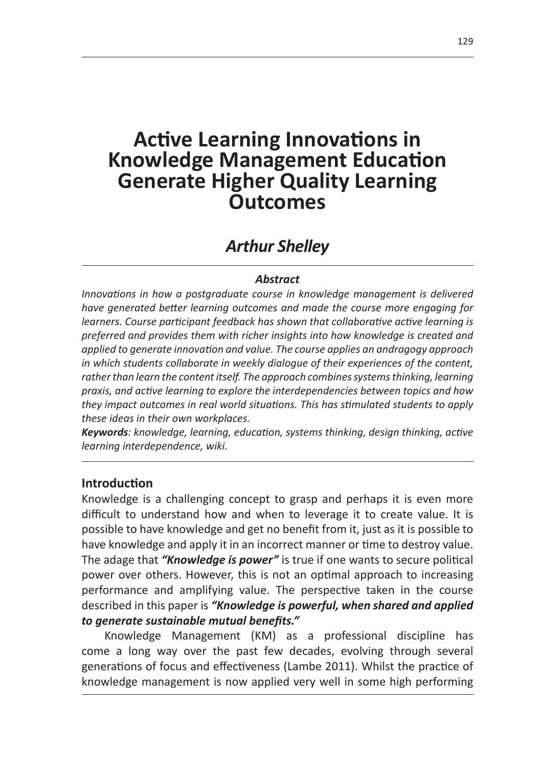# Active Learning Innovations in Knowledge Management Education Generate Higher Quality Learning Outcomes

## *Arthur Shelley*

### *Abstract*

*Innovations in how a postgraduate course in knowledge management is delivered have generated better learning outcomes and made the course more engaging for learners. Course participant feedback has shown that collaborative active learning is preferred and provides them with richer insights into how knowledge is created and applied to generate innovation and value. The course applies an andragogy approach in which students collaborate in weekly dialogue of their experiences of the content, rather than learn the content itself. The approach combines systems thinking, learning praxis, and active learning to explore the interdependencies between topics and how they impact outcomes in real world situations. This has stimulated students to apply these ideas in their own workplaces.*

***Keywords****: knowledge, learning, education, systems thinking, design thinking, active learning interdependence, wiki.*

## Introduction

Knowledge is a challenging concept to grasp and perhaps it is even more difficult to understand how and when to leverage it to create value. It is possible to have knowledge and get no benefit from it, just as it is possible to have knowledge and apply it in an incorrect manner or time to destroy value. The adage that ***"Knowledge is power"*** is true if one wants to secure political power over others. However, this is not an optimal approach to increasing performance and amplifying value. The perspective taken in the course described in this paper is ***"Knowledge is powerful, when shared and applied to generate sustainable mutual benefits."***

Knowledge Management (KM) as a professional discipline has come a long way over the past few decades, evolving through several generations of focus and effectiveness (Lambe 2011). Whilst the practice of knowledge management is now applied very well in some high performing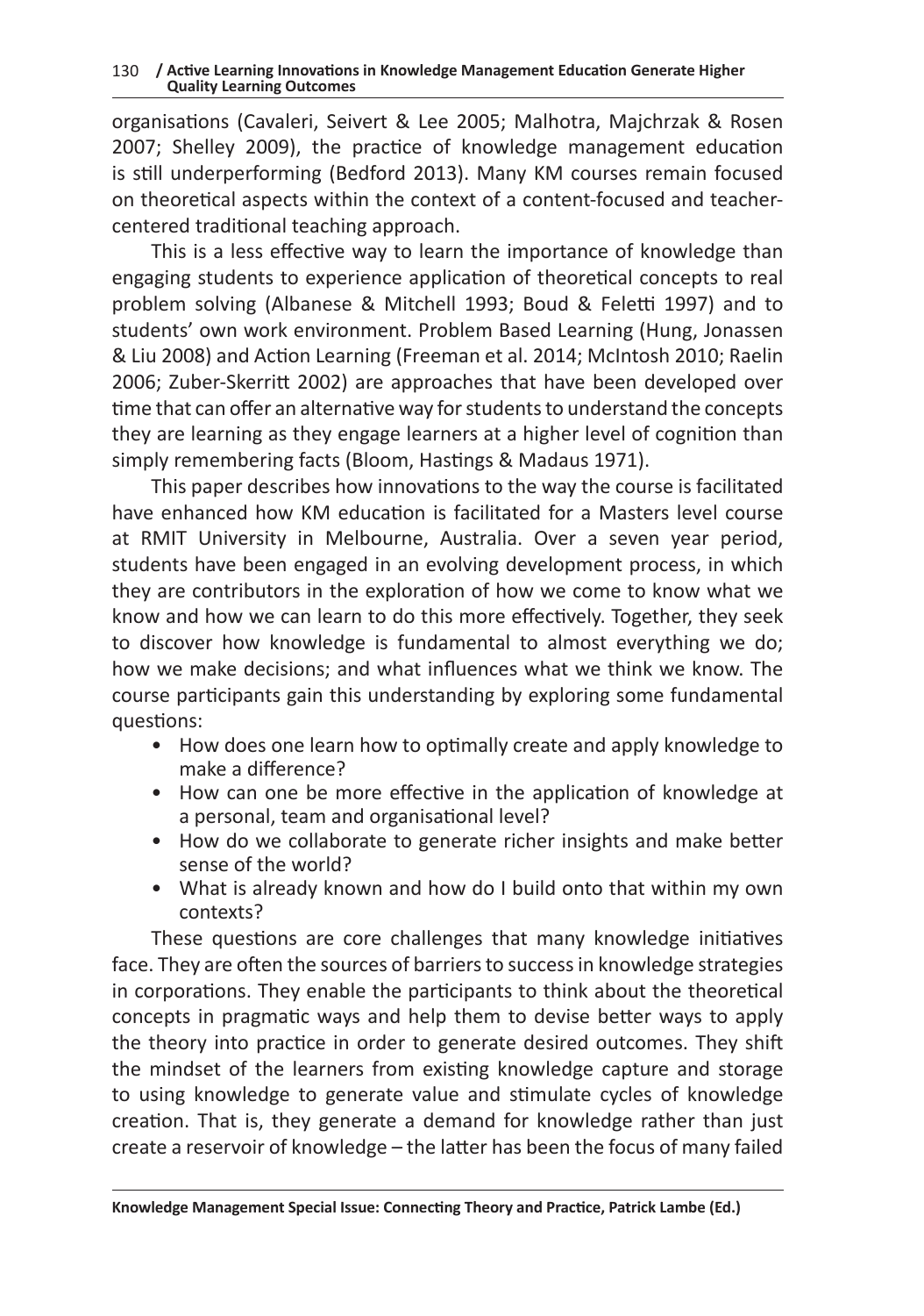organisations (Cavaleri, Seivert & Lee 2005; Malhotra, Majchrzak & Rosen 2007; Shelley 2009), the practice of knowledge management education is still underperforming (Bedford 2013). Many KM courses remain focused on theoretical aspects within the context of a content-focused and teacher-centered traditional teaching approach.

This is a less effective way to learn the importance of knowledge than engaging students to experience application of theoretical concepts to real problem solving (Albanese & Mitchell 1993; Boud & Feletti 1997) and to students' own work environment. Problem Based Learning (Hung, Jonassen & Liu 2008) and Action Learning (Freeman et al. 2014; McIntosh 2010; Raelin 2006; Zuber-Skerritt 2002) are approaches that have been developed over time that can offer an alternative way for students to understand the concepts they are learning as they engage learners at a higher level of cognition than simply remembering facts (Bloom, Hastings & Madaus 1971).

This paper describes how innovations to the way the course is facilitated have enhanced how KM education is facilitated for a Masters level course at RMIT University in Melbourne, Australia. Over a seven year period, students have been engaged in an evolving development process, in which they are contributors in the exploration of how we come to know what we know and how we can learn to do this more effectively. Together, they seek to discover how knowledge is fundamental to almost everything we do; how we make decisions; and what influences what we think we know. The course participants gain this understanding by exploring some fundamental questions:

- How does one learn how to optimally create and apply knowledge to make a difference?
- How can one be more effective in the application of knowledge at a personal, team and organisational level?
- How do we collaborate to generate richer insights and make better sense of the world?
- What is already known and how do I build onto that within my own contexts?

These questions are core challenges that many knowledge initiatives face. They are often the sources of barriers to success in knowledge strategies in corporations. They enable the participants to think about the theoretical concepts in pragmatic ways and help them to devise better ways to apply the theory into practice in order to generate desired outcomes. They shift the mindset of the learners from existing knowledge capture and storage to using knowledge to generate value and stimulate cycles of knowledge creation. That is, they generate a demand for knowledge rather than just create a reservoir of knowledge – the latter has been the focus of many failed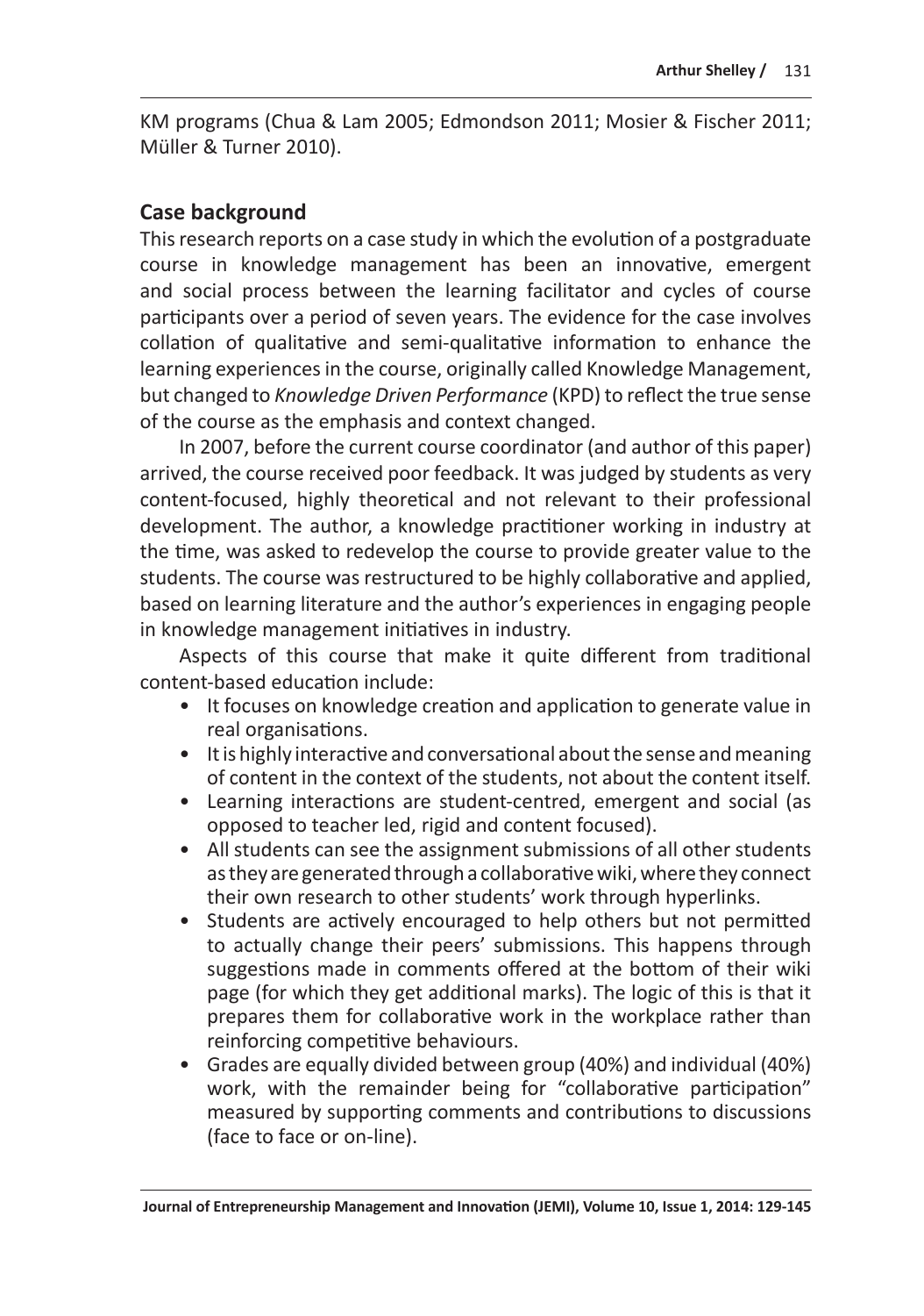KM programs (Chua & Lam 2005; Edmondson 2011; Mosier & Fischer 2011; Müller & Turner 2010).

## Case background

This research reports on a case study in which the evolution of a postgraduate course in knowledge management has been an innovative, emergent and social process between the learning facilitator and cycles of course participants over a period of seven years. The evidence for the case involves collation of qualitative and semi-qualitative information to enhance the learning experiences in the course, originally called Knowledge Management, but changed to *Knowledge Driven Performance* (KPD) to reflect the true sense of the course as the emphasis and context changed.

In 2007, before the current course coordinator (and author of this paper) arrived, the course received poor feedback. It was judged by students as very content-focused, highly theoretical and not relevant to their professional development. The author, a knowledge practitioner working in industry at the time, was asked to redevelop the course to provide greater value to the students. The course was restructured to be highly collaborative and applied, based on learning literature and the author's experiences in engaging people in knowledge management initiatives in industry.

Aspects of this course that make it quite different from traditional content-based education include:

- It focuses on knowledge creation and application to generate value in real organisations.
- It is highly interactive and conversational about the sense and meaning of content in the context of the students, not about the content itself.
- Learning interactions are student-centred, emergent and social (as opposed to teacher led, rigid and content focused).
- All students can see the assignment submissions of all other students as they are generated through a collaborative wiki, where they connect their own research to other students' work through hyperlinks.
- Students are actively encouraged to help others but not permitted to actually change their peers' submissions. This happens through suggestions made in comments offered at the bottom of their wiki page (for which they get additional marks). The logic of this is that it prepares them for collaborative work in the workplace rather than reinforcing competitive behaviours.
- Grades are equally divided between group (40%) and individual (40%) work, with the remainder being for "collaborative participation" measured by supporting comments and contributions to discussions (face to face or on-line).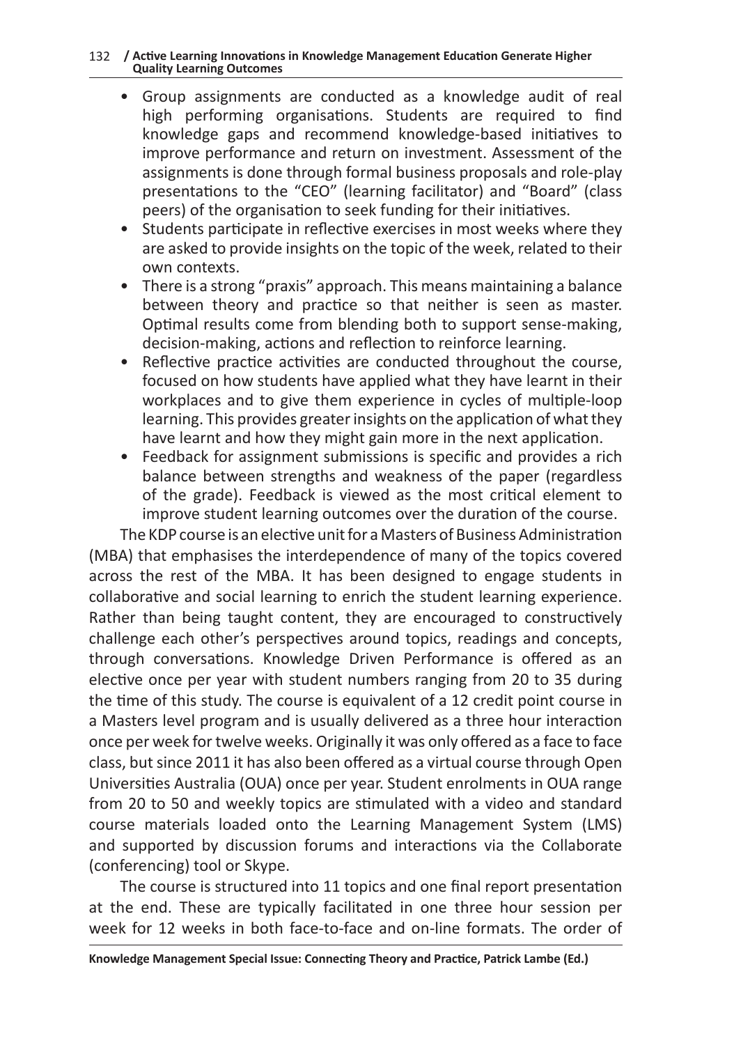- Group assignments are conducted as a knowledge audit of real high performing organisations. Students are required to find knowledge gaps and recommend knowledge-based initiatives to improve performance and return on investment. Assessment of the assignments is done through formal business proposals and role-play presentations to the "CEO" (learning facilitator) and "Board" (class peers) of the organisation to seek funding for their initiatives.
- Students participate in reflective exercises in most weeks where they are asked to provide insights on the topic of the week, related to their own contexts.
- There is a strong "praxis" approach. This means maintaining a balance between theory and practice so that neither is seen as master. Optimal results come from blending both to support sense-making, decision-making, actions and reflection to reinforce learning.
- Reflective practice activities are conducted throughout the course, focused on how students have applied what they have learnt in their workplaces and to give them experience in cycles of multiple-loop learning. This provides greater insights on the application of what they have learnt and how they might gain more in the next application.
- Feedback for assignment submissions is specific and provides a rich balance between strengths and weakness of the paper (regardless of the grade). Feedback is viewed as the most critical element to improve student learning outcomes over the duration of the course.

The KDP course is an elective unit for a Masters of Business Administration (MBA) that emphasises the interdependence of many of the topics covered across the rest of the MBA. It has been designed to engage students in collaborative and social learning to enrich the student learning experience. Rather than being taught content, they are encouraged to constructively challenge each other's perspectives around topics, readings and concepts, through conversations. Knowledge Driven Performance is offered as an elective once per year with student numbers ranging from 20 to 35 during the time of this study. The course is equivalent of a 12 credit point course in a Masters level program and is usually delivered as a three hour interaction once per week for twelve weeks. Originally it was only offered as a face to face class, but since 2011 it has also been offered as a virtual course through Open Universities Australia (OUA) once per year. Student enrolments in OUA range from 20 to 50 and weekly topics are stimulated with a video and standard course materials loaded onto the Learning Management System (LMS) and supported by discussion forums and interactions via the Collaborate (conferencing) tool or Skype.

The course is structured into 11 topics and one final report presentation at the end. These are typically facilitated in one three hour session per week for 12 weeks in both face-to-face and on-line formats. The order of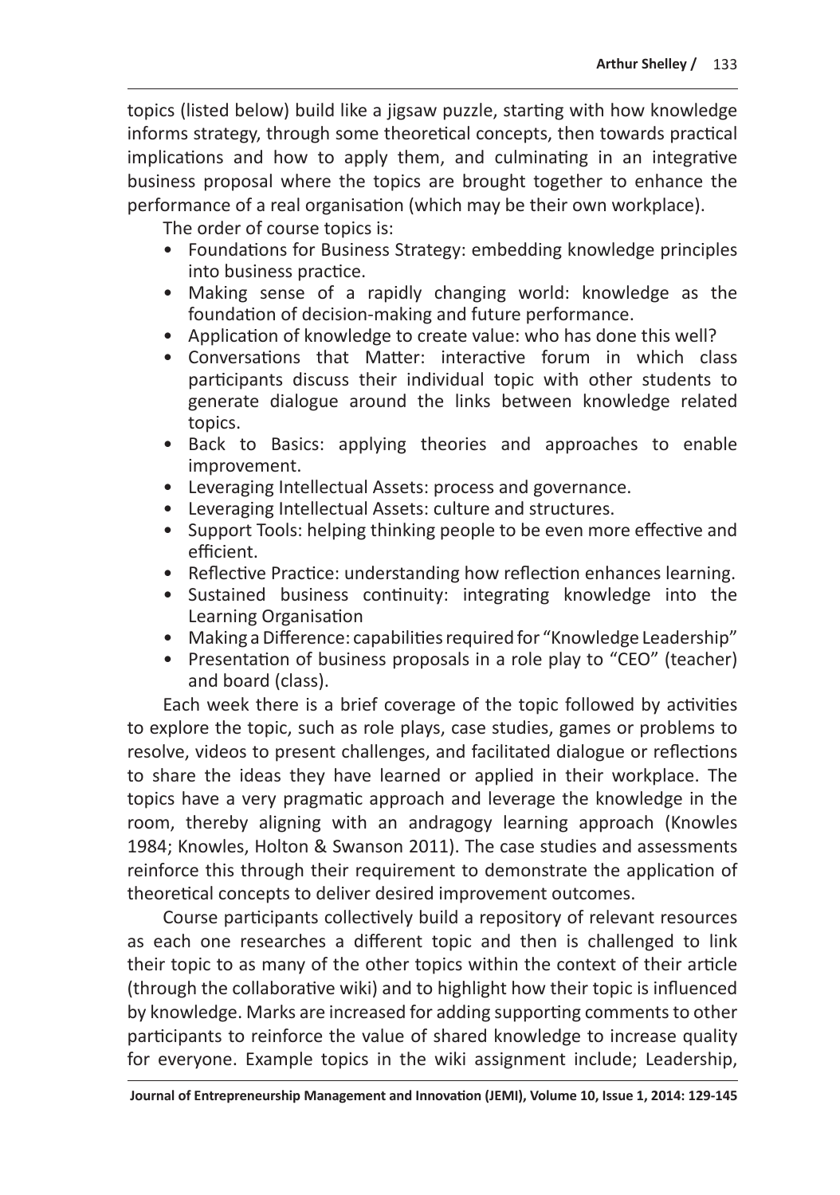topics (listed below) build like a jigsaw puzzle, starting with how knowledge informs strategy, through some theoretical concepts, then towards practical implications and how to apply them, and culminating in an integrative business proposal where the topics are brought together to enhance the performance of a real organisation (which may be their own workplace).

The order of course topics is:

- Foundations for Business Strategy: embedding knowledge principles into business practice.
- Making sense of a rapidly changing world: knowledge as the foundation of decision-making and future performance.
- Application of knowledge to create value: who has done this well?
- Conversations that Matter: interactive forum in which class participants discuss their individual topic with other students to generate dialogue around the links between knowledge related topics.
- Back to Basics: applying theories and approaches to enable improvement.
- Leveraging Intellectual Assets: process and governance.
- Leveraging Intellectual Assets: culture and structures.
- Support Tools: helping thinking people to be even more effective and efficient.
- Reflective Practice: understanding how reflection enhances learning.
- Sustained business continuity: integrating knowledge into the Learning Organisation
- Making a Difference: capabilities required for "Knowledge Leadership"
- Presentation of business proposals in a role play to "CEO" (teacher) and board (class).

Each week there is a brief coverage of the topic followed by activities to explore the topic, such as role plays, case studies, games or problems to resolve, videos to present challenges, and facilitated dialogue or reflections to share the ideas they have learned or applied in their workplace. The topics have a very pragmatic approach and leverage the knowledge in the room, thereby aligning with an andragogy learning approach (Knowles 1984; Knowles, Holton & Swanson 2011). The case studies and assessments reinforce this through their requirement to demonstrate the application of theoretical concepts to deliver desired improvement outcomes.

Course participants collectively build a repository of relevant resources as each one researches a different topic and then is challenged to link their topic to as many of the other topics within the context of their article (through the collaborative wiki) and to highlight how their topic is influenced by knowledge. Marks are increased for adding supporting comments to other participants to reinforce the value of shared knowledge to increase quality for everyone. Example topics in the wiki assignment include; Leadership,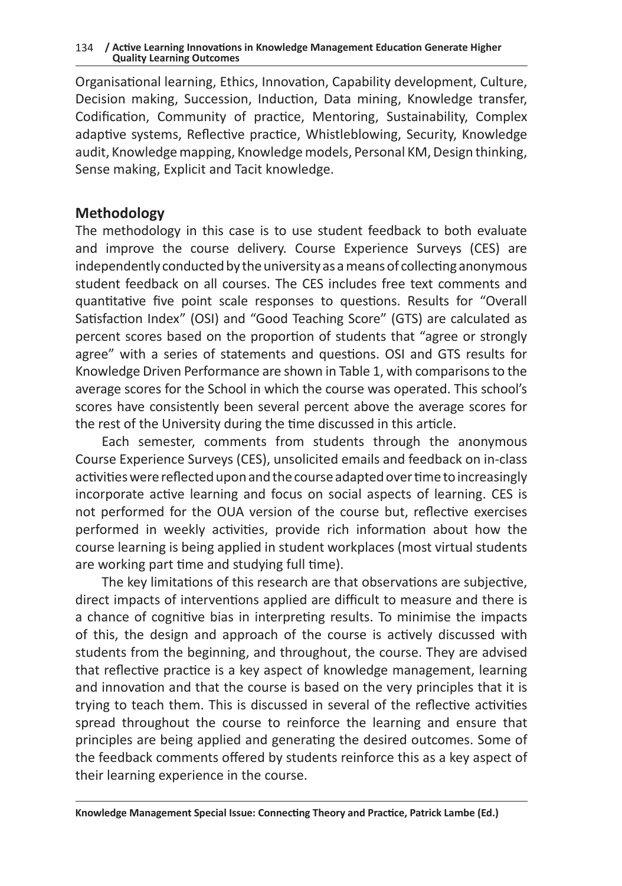Organisational learning, Ethics, Innovation, Capability development, Culture, Decision making, Succession, Induction, Data mining, Knowledge transfer, Codification, Community of practice, Mentoring, Sustainability, Complex adaptive systems, Reflective practice, Whistleblowing, Security, Knowledge audit, Knowledge mapping, Knowledge models, Personal KM, Design thinking, Sense making, Explicit and Tacit knowledge.

## Methodology

The methodology in this case is to use student feedback to both evaluate and improve the course delivery. Course Experience Surveys (CES) are independently conducted by the university as a means of collecting anonymous student feedback on all courses. The CES includes free text comments and quantitative five point scale responses to questions. Results for "Overall Satisfaction Index" (OSI) and "Good Teaching Score" (GTS) are calculated as percent scores based on the proportion of students that "agree or strongly agree" with a series of statements and questions. OSI and GTS results for Knowledge Driven Performance are shown in Table 1, with comparisons to the average scores for the School in which the course was operated. This school's scores have consistently been several percent above the average scores for the rest of the University during the time discussed in this article.

Each semester, comments from students through the anonymous Course Experience Surveys (CES), unsolicited emails and feedback on in-class activities were reflected upon and the course adapted over time to increasingly incorporate active learning and focus on social aspects of learning. CES is not performed for the OUA version of the course but, reflective exercises performed in weekly activities, provide rich information about how the course learning is being applied in student workplaces (most virtual students are working part time and studying full time).

The key limitations of this research are that observations are subjective, direct impacts of interventions applied are difficult to measure and there is a chance of cognitive bias in interpreting results. To minimise the impacts of this, the design and approach of the course is actively discussed with students from the beginning, and throughout, the course. They are advised that reflective practice is a key aspect of knowledge management, learning and innovation and that the course is based on the very principles that it is trying to teach them. This is discussed in several of the reflective activities spread throughout the course to reinforce the learning and ensure that principles are being applied and generating the desired outcomes. Some of the feedback comments offered by students reinforce this as a key aspect of their learning experience in the course.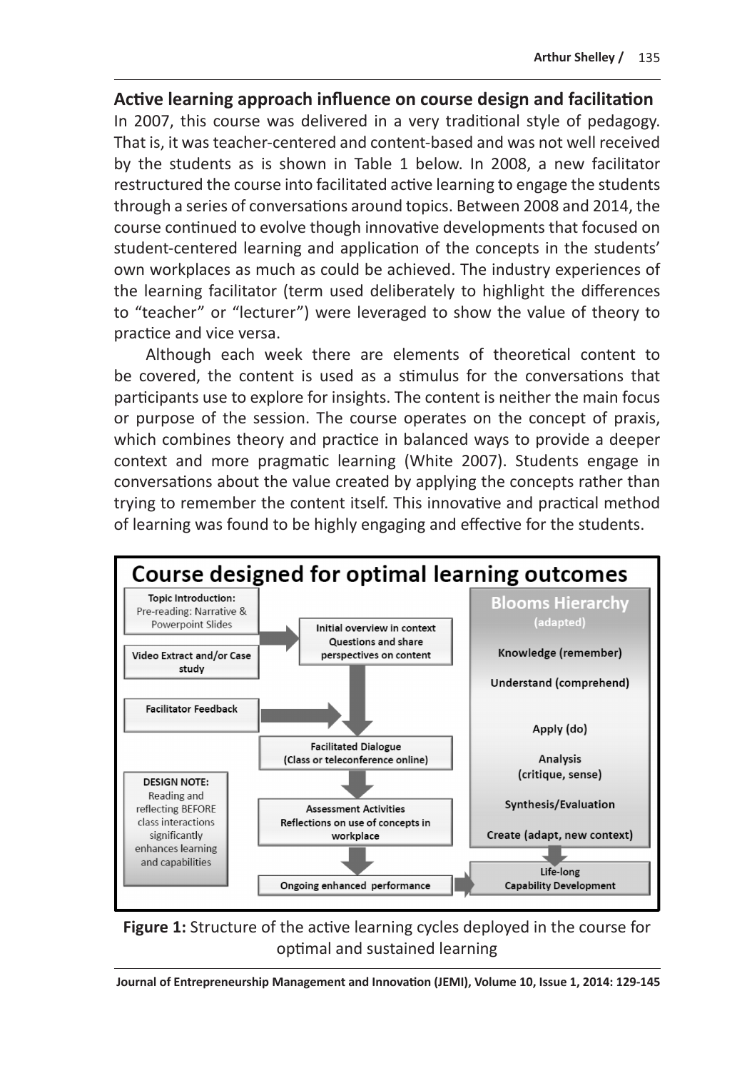## Active learning approach influence on course design and facilitation

In 2007, this course was delivered in a very traditional style of pedagogy. That is, it was teacher-centered and content-based and was not well received by the students as is shown in Table 1 below. In 2008, a new facilitator restructured the course into facilitated active learning to engage the students through a series of conversations around topics. Between 2008 and 2014, the course continued to evolve though innovative developments that focused on student-centered learning and application of the concepts in the students' own workplaces as much as could be achieved. The industry experiences of the learning facilitator (term used deliberately to highlight the differences to "teacher" or "lecturer") were leveraged to show the value of theory to practice and vice versa.

Although each week there are elements of theoretical content to be covered, the content is used as a stimulus for the conversations that participants use to explore for insights. The content is neither the main focus or purpose of the session. The course operates on the concept of praxis, which combines theory and practice in balanced ways to provide a deeper context and more pragmatic learning (White 2007). Students engage in conversations about the value created by applying the concepts rather than trying to remember the content itself. This innovative and practical method of learning was found to be highly engaging and effective for the students.

**Course designed for optimal learning outcomes**

- Topic Introduction: Pre-reading: Narrative & Powerpoint Slides
- Video Extract and/or Case study
- Facilitator Feedback
- Initial overview in context: Questions and share perspectives on content
- Facilitated Dialogue (Class or teleconference online)
- Assessment Activities: Reflections on use of concepts in workplace
- Ongoing enhanced performance

DESIGN NOTE: Reading and reflecting BEFORE class interactions significantly enhances learning and capabilities

**Blooms Hierarchy (adapted)**

- Knowledge (remember)
- Understand (comprehend)
- Apply (do)
- Analysis (critique, sense)
- Synthesis/Evaluation
- Create (adapt, new context)
- Life-long Capability Development

**Figure 1:** Structure of the active learning cycles deployed in the course for optimal and sustained learning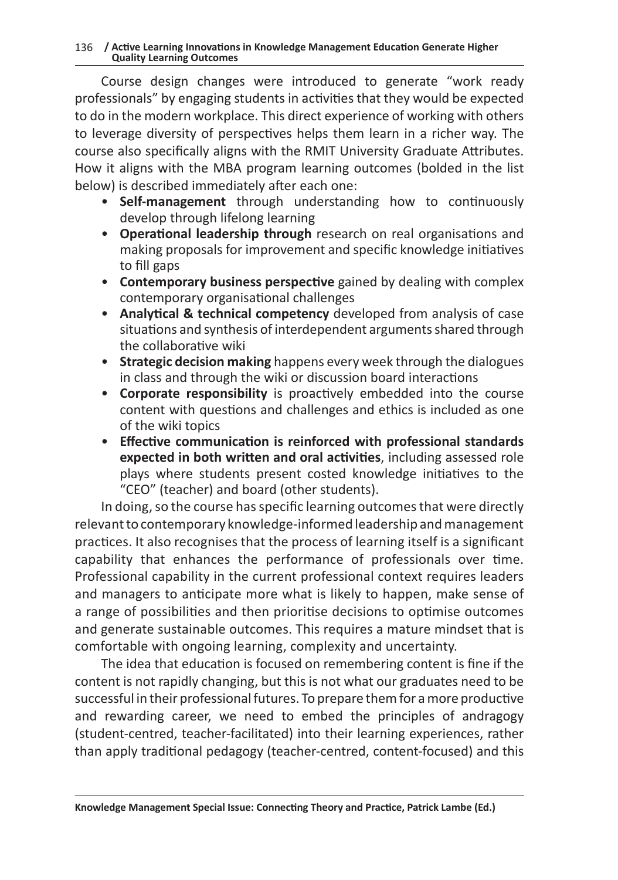Course design changes were introduced to generate "work ready professionals" by engaging students in activities that they would be expected to do in the modern workplace. This direct experience of working with others to leverage diversity of perspectives helps them learn in a richer way. The course also specifically aligns with the RMIT University Graduate Attributes. How it aligns with the MBA program learning outcomes (bolded in the list below) is described immediately after each one:

- **Self-management** through understanding how to continuously develop through lifelong learning
- **Operational leadership through** research on real organisations and making proposals for improvement and specific knowledge initiatives to fill gaps
- **Contemporary business perspective** gained by dealing with complex contemporary organisational challenges
- **Analytical & technical competency** developed from analysis of case situations and synthesis of interdependent arguments shared through the collaborative wiki
- **Strategic decision making** happens every week through the dialogues in class and through the wiki or discussion board interactions
- **Corporate responsibility** is proactively embedded into the course content with questions and challenges and ethics is included as one of the wiki topics
- **Effective communication is reinforced with professional standards expected in both written and oral activities**, including assessed role plays where students present costed knowledge initiatives to the "CEO" (teacher) and board (other students).

In doing, so the course has specific learning outcomes that were directly relevant to contemporary knowledge-informed leadership and management practices. It also recognises that the process of learning itself is a significant capability that enhances the performance of professionals over time. Professional capability in the current professional context requires leaders and managers to anticipate more what is likely to happen, make sense of a range of possibilities and then prioritise decisions to optimise outcomes and generate sustainable outcomes. This requires a mature mindset that is comfortable with ongoing learning, complexity and uncertainty.

The idea that education is focused on remembering content is fine if the content is not rapidly changing, but this is not what our graduates need to be successful in their professional futures. To prepare them for a more productive and rewarding career, we need to embed the principles of andragogy (student-centred, teacher-facilitated) into their learning experiences, rather than apply traditional pedagogy (teacher-centred, content-focused) and this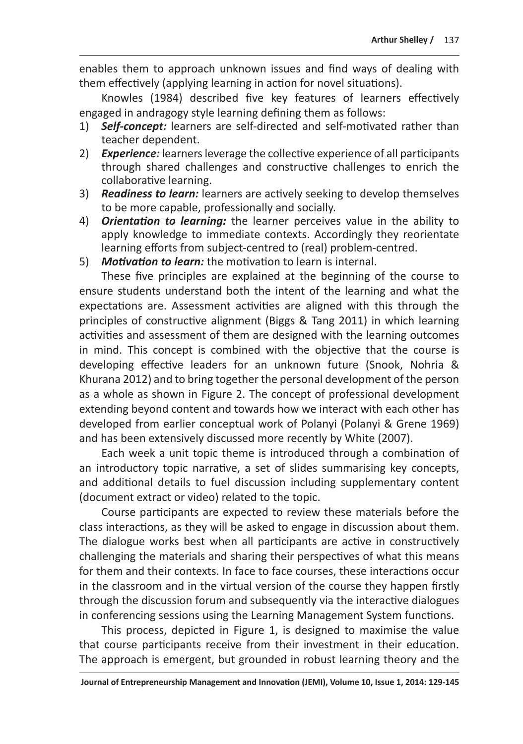enables them to approach unknown issues and find ways of dealing with them effectively (applying learning in action for novel situations).

Knowles (1984) described five key features of learners effectively engaged in andragogy style learning defining them as follows:

1) ***Self-concept:*** learners are self-directed and self-motivated rather than teacher dependent.
2) ***Experience:*** learners leverage the collective experience of all participants through shared challenges and constructive challenges to enrich the collaborative learning.
3) ***Readiness to learn:*** learners are actively seeking to develop themselves to be more capable, professionally and socially.
4) ***Orientation to learning:*** the learner perceives value in the ability to apply knowledge to immediate contexts. Accordingly they reorientate learning efforts from subject-centred to (real) problem-centred.
5) ***Motivation to learn:*** the motivation to learn is internal.

These five principles are explained at the beginning of the course to ensure students understand both the intent of the learning and what the expectations are. Assessment activities are aligned with this through the principles of constructive alignment (Biggs & Tang 2011) in which learning activities and assessment of them are designed with the learning outcomes in mind. This concept is combined with the objective that the course is developing effective leaders for an unknown future (Snook, Nohria & Khurana 2012) and to bring together the personal development of the person as a whole as shown in Figure 2. The concept of professional development extending beyond content and towards how we interact with each other has developed from earlier conceptual work of Polanyi (Polanyi & Grene 1969) and has been extensively discussed more recently by White (2007).

Each week a unit topic theme is introduced through a combination of an introductory topic narrative, a set of slides summarising key concepts, and additional details to fuel discussion including supplementary content (document extract or video) related to the topic.

Course participants are expected to review these materials before the class interactions, as they will be asked to engage in discussion about them. The dialogue works best when all participants are active in constructively challenging the materials and sharing their perspectives of what this means for them and their contexts. In face to face courses, these interactions occur in the classroom and in the virtual version of the course they happen firstly through the discussion forum and subsequently via the interactive dialogues in conferencing sessions using the Learning Management System functions.

This process, depicted in Figure 1, is designed to maximise the value that course participants receive from their investment in their education. The approach is emergent, but grounded in robust learning theory and the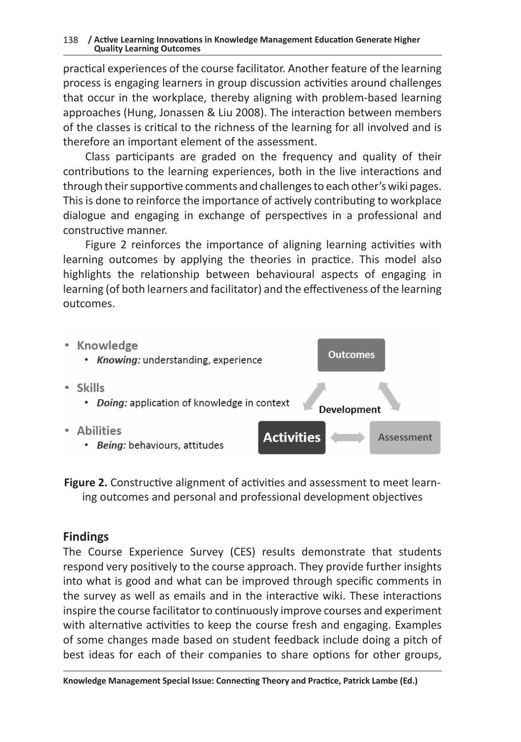practical experiences of the course facilitator. Another feature of the learning process is engaging learners in group discussion activities around challenges that occur in the workplace, thereby aligning with problem-based learning approaches (Hung, Jonassen & Liu 2008). The interaction between members of the classes is critical to the richness of the learning for all involved and is therefore an important element of the assessment.

Class participants are graded on the frequency and quality of their contributions to the learning experiences, both in the live interactions and through their supportive comments and challenges to each other's wiki pages. This is done to reinforce the importance of actively contributing to workplace dialogue and engaging in exchange of perspectives in a professional and constructive manner.

Figure 2 reinforces the importance of aligning learning activities with learning outcomes by applying the theories in practice. This model also highlights the relationship between behavioural aspects of engaging in learning (of both learners and facilitator) and the effectiveness of the learning outcomes.

- Knowledge
  - *Knowing:* understanding, experience
- Skills
  - *Doing:* application of knowledge in context
- Abilities
  - *Being:* behaviours, attitudes

Outcomes

Development

Activities

Assessment

**Figure 2.** Constructive alignment of activities and assessment to meet learning outcomes and personal and professional development objectives

## Findings

The Course Experience Survey (CES) results demonstrate that students respond very positively to the course approach. They provide further insights into what is good and what can be improved through specific comments in the survey as well as emails and in the interactive wiki. These interactions inspire the course facilitator to continuously improve courses and experiment with alternative activities to keep the course fresh and engaging. Examples of some changes made based on student feedback include doing a pitch of best ideas for each of their companies to share options for other groups,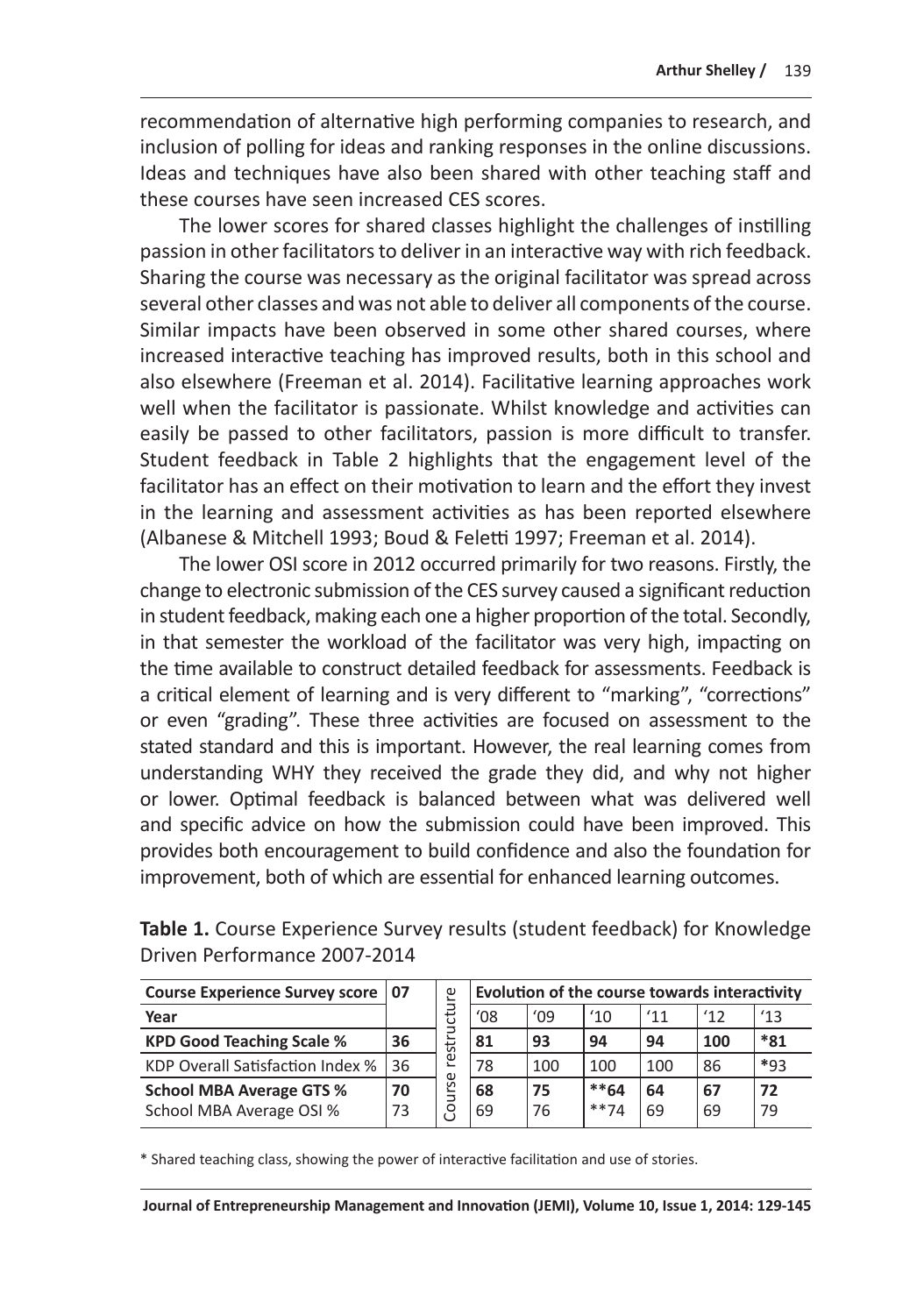recommendation of alternative high performing companies to research, and inclusion of polling for ideas and ranking responses in the online discussions. Ideas and techniques have also been shared with other teaching staff and these courses have seen increased CES scores.

The lower scores for shared classes highlight the challenges of instilling passion in other facilitators to deliver in an interactive way with rich feedback. Sharing the course was necessary as the original facilitator was spread across several other classes and was not able to deliver all components of the course. Similar impacts have been observed in some other shared courses, where increased interactive teaching has improved results, both in this school and also elsewhere (Freeman et al. 2014). Facilitative learning approaches work well when the facilitator is passionate. Whilst knowledge and activities can easily be passed to other facilitators, passion is more difficult to transfer. Student feedback in Table 2 highlights that the engagement level of the facilitator has an effect on their motivation to learn and the effort they invest in the learning and assessment activities as has been reported elsewhere (Albanese & Mitchell 1993; Boud & Feletti 1997; Freeman et al. 2014).

The lower OSI score in 2012 occurred primarily for two reasons. Firstly, the change to electronic submission of the CES survey caused a significant reduction in student feedback, making each one a higher proportion of the total. Secondly, in that semester the workload of the facilitator was very high, impacting on the time available to construct detailed feedback for assessments. Feedback is a critical element of learning and is very different to "marking", "corrections" or even "grading". These three activities are focused on assessment to the stated standard and this is important. However, the real learning comes from understanding WHY they received the grade they did, and why not higher or lower. Optimal feedback is balanced between what was delivered well and specific advice on how the submission could have been improved. This provides both encouragement to build confidence and also the foundation for improvement, both of which are essential for enhanced learning outcomes.

**Table 1.** Course Experience Survey results (student feedback) for Knowledge Driven Performance 2007-2014

| **Course Experience Survey score** | **07** | Course restructure | **Evolution of the course towards interactivity** | | | | | |
|---|---|---|---|---|---|---|---|---|
| **Year** | | | '08 | '09 | '10 | '11 | '12 | '13 |
| **KPD Good Teaching Scale %** | **36** | | **81** | **93** | **94** | **94** | **100** | ***81** |
| KDP Overall Satisfaction Index % | 36 | | 78 | 100 | 100 | 100 | 86 | *93 |
| **School MBA Average GTS %** | **70** | | **68** | **75** | ****64** | **64** | **67** | **72** |
| School MBA Average OSI % | 73 | | 69 | 76 | **74 | 69 | 69 | 79 |

* Shared teaching class, showing the power of interactive facilitation and use of stories.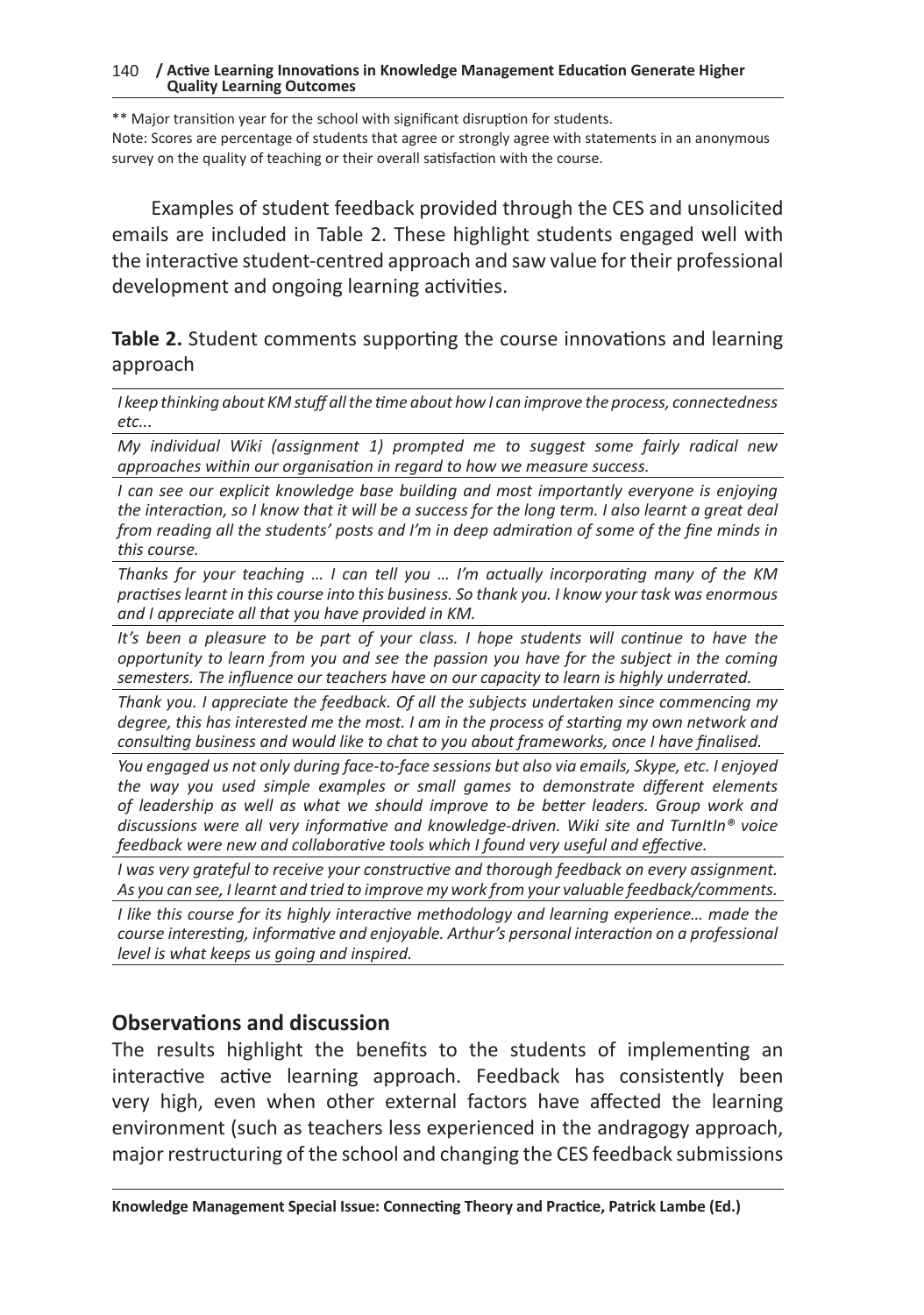** Major transition year for the school with significant disruption for students.
Note: Scores are percentage of students that agree or strongly agree with statements in an anonymous survey on the quality of teaching or their overall satisfaction with the course.

Examples of student feedback provided through the CES and unsolicited emails are included in Table 2. These highlight students engaged well with the interactive student-centred approach and saw value for their professional development and ongoing learning activities.

**Table 2.** Student comments supporting the course innovations and learning approach

| |
|---|
| *I keep thinking about KM stuff all the time about how I can improve the process, connectedness etc...* |
| *My individual Wiki (assignment 1) prompted me to suggest some fairly radical new approaches within our organisation in regard to how we measure success.* |
| *I can see our explicit knowledge base building and most importantly everyone is enjoying the interaction, so I know that it will be a success for the long term. I also learnt a great deal from reading all the students' posts and I'm in deep admiration of some of the fine minds in this course.* |
| *Thanks for your teaching … I can tell you … I'm actually incorporating many of the KM practises learnt in this course into this business. So thank you. I know your task was enormous and I appreciate all that you have provided in KM.* |
| *It's been a pleasure to be part of your class. I hope students will continue to have the opportunity to learn from you and see the passion you have for the subject in the coming semesters. The influence our teachers have on our capacity to learn is highly underrated.* |
| *Thank you. I appreciate the feedback. Of all the subjects undertaken since commencing my degree, this has interested me the most. I am in the process of starting my own network and consulting business and would like to chat to you about frameworks, once I have finalised.* |
| *You engaged us not only during face-to-face sessions but also via emails, Skype, etc. I enjoyed the way you used simple examples or small games to demonstrate different elements of leadership as well as what we should improve to be better leaders. Group work and discussions were all very informative and knowledge-driven. Wiki site and TurnItIn® voice feedback were new and collaborative tools which I found very useful and effective.* |
| *I was very grateful to receive your constructive and thorough feedback on every assignment. As you can see, I learnt and tried to improve my work from your valuable feedback/comments.* |
| *I like this course for its highly interactive methodology and learning experience… made the course interesting, informative and enjoyable. Arthur's personal interaction on a professional level is what keeps us going and inspired.* |

## Observations and discussion

The results highlight the benefits to the students of implementing an interactive active learning approach. Feedback has consistently been very high, even when other external factors have affected the learning environment (such as teachers less experienced in the andragogy approach, major restructuring of the school and changing the CES feedback submissions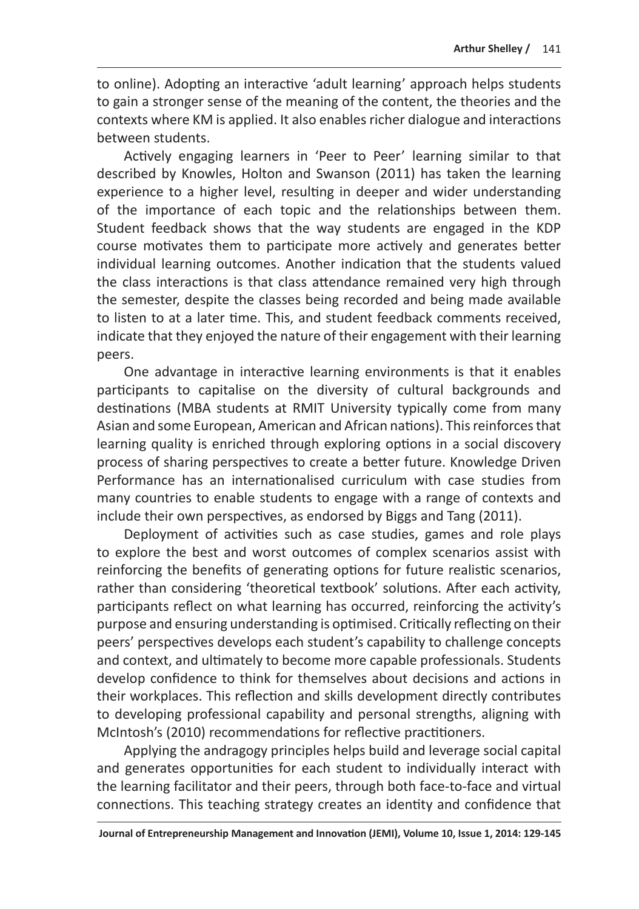to online). Adopting an interactive 'adult learning' approach helps students to gain a stronger sense of the meaning of the content, the theories and the contexts where KM is applied. It also enables richer dialogue and interactions between students.

Actively engaging learners in 'Peer to Peer' learning similar to that described by Knowles, Holton and Swanson (2011) has taken the learning experience to a higher level, resulting in deeper and wider understanding of the importance of each topic and the relationships between them. Student feedback shows that the way students are engaged in the KDP course motivates them to participate more actively and generates better individual learning outcomes. Another indication that the students valued the class interactions is that class attendance remained very high through the semester, despite the classes being recorded and being made available to listen to at a later time. This, and student feedback comments received, indicate that they enjoyed the nature of their engagement with their learning peers.

One advantage in interactive learning environments is that it enables participants to capitalise on the diversity of cultural backgrounds and destinations (MBA students at RMIT University typically come from many Asian and some European, American and African nations). This reinforces that learning quality is enriched through exploring options in a social discovery process of sharing perspectives to create a better future. Knowledge Driven Performance has an internationalised curriculum with case studies from many countries to enable students to engage with a range of contexts and include their own perspectives, as endorsed by Biggs and Tang (2011).

Deployment of activities such as case studies, games and role plays to explore the best and worst outcomes of complex scenarios assist with reinforcing the benefits of generating options for future realistic scenarios, rather than considering 'theoretical textbook' solutions. After each activity, participants reflect on what learning has occurred, reinforcing the activity's purpose and ensuring understanding is optimised. Critically reflecting on their peers' perspectives develops each student's capability to challenge concepts and context, and ultimately to become more capable professionals. Students develop confidence to think for themselves about decisions and actions in their workplaces. This reflection and skills development directly contributes to developing professional capability and personal strengths, aligning with McIntosh's (2010) recommendations for reflective practitioners.

Applying the andragogy principles helps build and leverage social capital and generates opportunities for each student to individually interact with the learning facilitator and their peers, through both face-to-face and virtual connections. This teaching strategy creates an identity and confidence that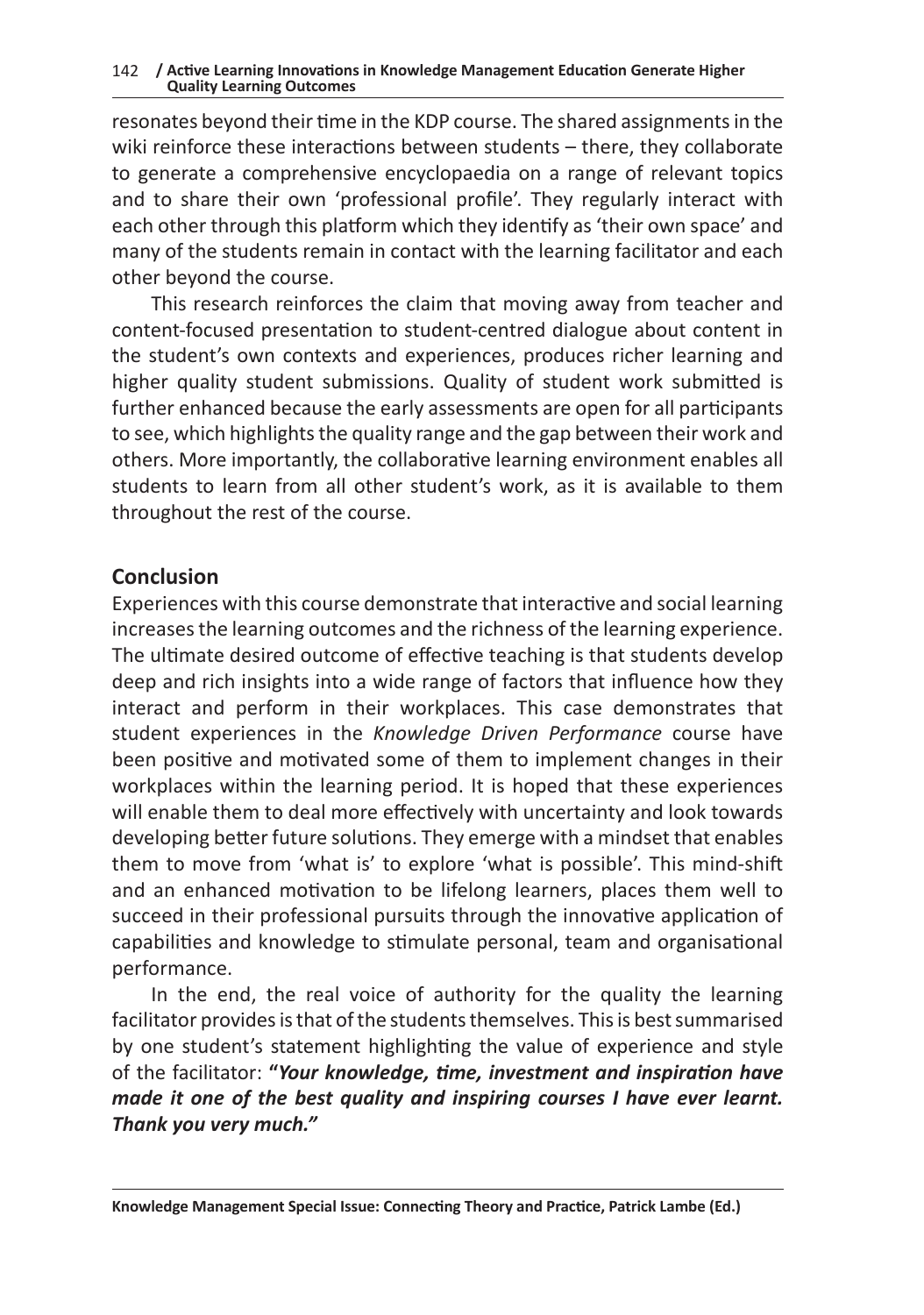resonates beyond their time in the KDP course. The shared assignments in the wiki reinforce these interactions between students – there, they collaborate to generate a comprehensive encyclopaedia on a range of relevant topics and to share their own 'professional profile'. They regularly interact with each other through this platform which they identify as 'their own space' and many of the students remain in contact with the learning facilitator and each other beyond the course.

This research reinforces the claim that moving away from teacher and content-focused presentation to student-centred dialogue about content in the student's own contexts and experiences, produces richer learning and higher quality student submissions. Quality of student work submitted is further enhanced because the early assessments are open for all participants to see, which highlights the quality range and the gap between their work and others. More importantly, the collaborative learning environment enables all students to learn from all other student's work, as it is available to them throughout the rest of the course.

## Conclusion

Experiences with this course demonstrate that interactive and social learning increases the learning outcomes and the richness of the learning experience. The ultimate desired outcome of effective teaching is that students develop deep and rich insights into a wide range of factors that influence how they interact and perform in their workplaces. This case demonstrates that student experiences in the *Knowledge Driven Performance* course have been positive and motivated some of them to implement changes in their workplaces within the learning period. It is hoped that these experiences will enable them to deal more effectively with uncertainty and look towards developing better future solutions. They emerge with a mindset that enables them to move from 'what is' to explore 'what is possible'. This mind-shift and an enhanced motivation to be lifelong learners, places them well to succeed in their professional pursuits through the innovative application of capabilities and knowledge to stimulate personal, team and organisational performance.

In the end, the real voice of authority for the quality the learning facilitator provides is that of the students themselves. This is best summarised by one student's statement highlighting the value of experience and style of the facilitator: **"*Your knowledge, time, investment and inspiration have made it one of the best quality and inspiring courses I have ever learnt. Thank you very much.*"**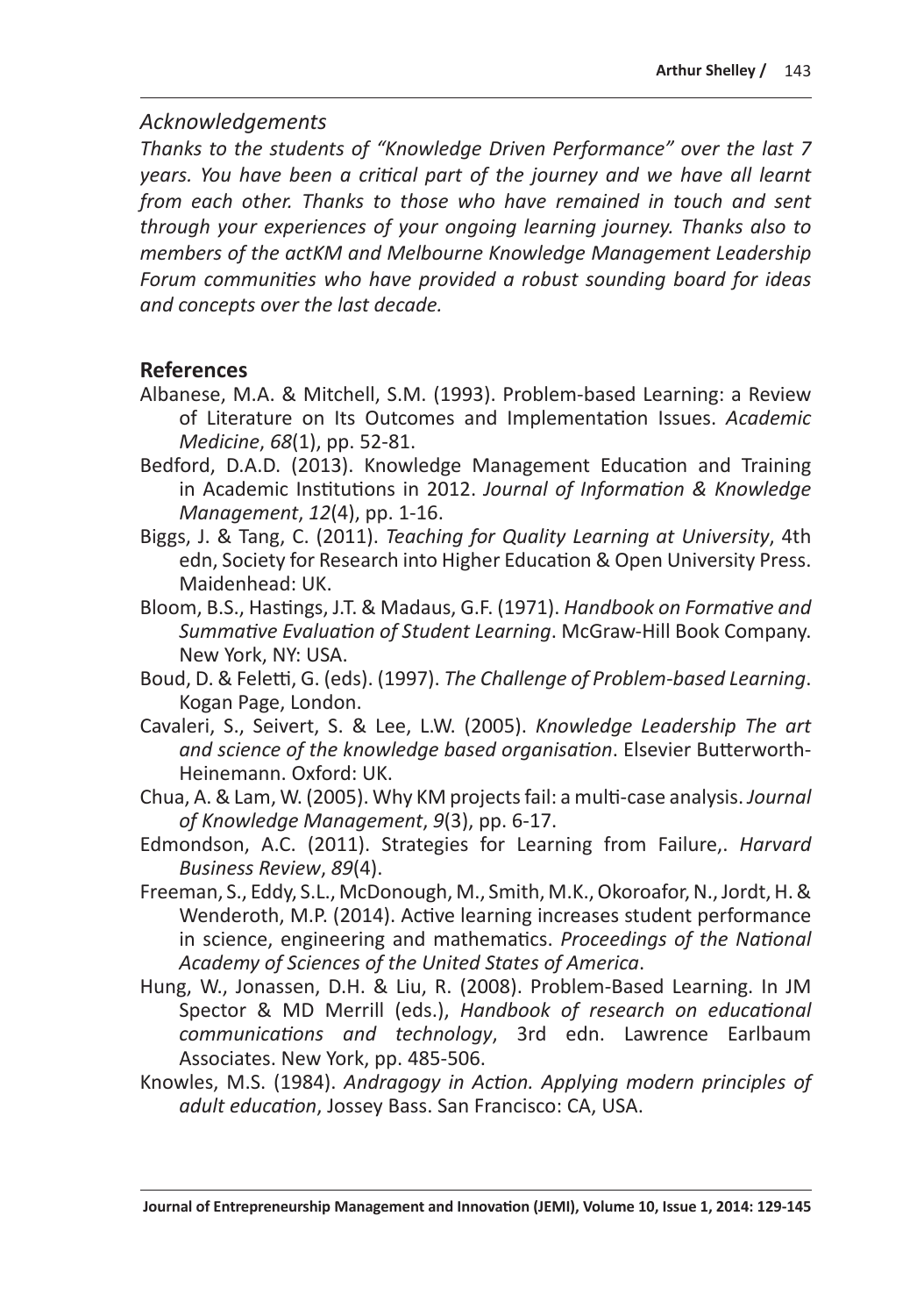## Acknowledgements

*Thanks to the students of "Knowledge Driven Performance" over the last 7 years. You have been a critical part of the journey and we have all learnt from each other. Thanks to those who have remained in touch and sent through your experiences of your ongoing learning journey. Thanks also to members of the actKM and Melbourne Knowledge Management Leadership Forum communities who have provided a robust sounding board for ideas and concepts over the last decade.*

## References

Albanese, M.A. & Mitchell, S.M. (1993). Problem-based Learning: a Review of Literature on Its Outcomes and Implementation Issues. *Academic Medicine*, *68*(1), pp. 52-81.

Bedford, D.A.D. (2013). Knowledge Management Education and Training in Academic Institutions in 2012. *Journal of Information & Knowledge Management*, *12*(4), pp. 1-16.

Biggs, J. & Tang, C. (2011). *Teaching for Quality Learning at University*, 4th edn, Society for Research into Higher Education & Open University Press. Maidenhead: UK.

Bloom, B.S., Hastings, J.T. & Madaus, G.F. (1971). *Handbook on Formative and Summative Evaluation of Student Learning*. McGraw-Hill Book Company. New York, NY: USA.

Boud, D. & Feletti, G. (eds). (1997). *The Challenge of Problem-based Learning*. Kogan Page, London.

Cavaleri, S., Seivert, S. & Lee, L.W. (2005). *Knowledge Leadership The art and science of the knowledge based organisation*. Elsevier Butterworth-Heinemann. Oxford: UK.

Chua, A. & Lam, W. (2005). Why KM projects fail: a multi-case analysis. *Journal of Knowledge Management*, *9*(3), pp. 6-17.

Edmondson, A.C. (2011). Strategies for Learning from Failure,. *Harvard Business Review*, *89*(4).

Freeman, S., Eddy, S.L., McDonough, M., Smith, M.K., Okoroafor, N., Jordt, H. & Wenderoth, M.P. (2014). Active learning increases student performance in science, engineering and mathematics. *Proceedings of the National Academy of Sciences of the United States of America*.

Hung, W., Jonassen, D.H. & Liu, R. (2008). Problem-Based Learning. In JM Spector & MD Merrill (eds.), *Handbook of research on educational communications and technology*, 3rd edn. Lawrence Earlbaum Associates. New York, pp. 485-506.

Knowles, M.S. (1984). *Andragogy in Action. Applying modern principles of adult education*, Jossey Bass. San Francisco: CA, USA.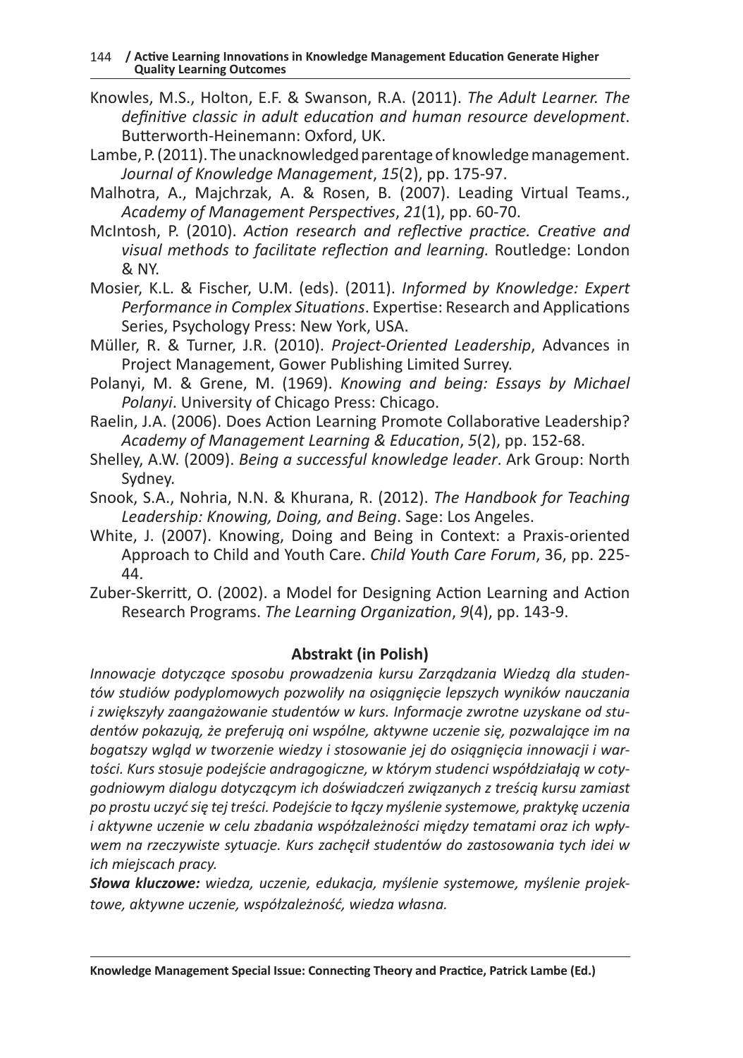Knowles, M.S., Holton, E.F. & Swanson, R.A. (2011). *The Adult Learner. The definitive classic in adult education and human resource development*. Butterworth-Heinemann: Oxford, UK.

Lambe, P. (2011). The unacknowledged parentage of knowledge management. *Journal of Knowledge Management*, *15*(2), pp. 175-97.

Malhotra, A., Majchrzak, A. & Rosen, B. (2007). Leading Virtual Teams., *Academy of Management Perspectives*, *21*(1), pp. 60-70.

McIntosh, P. (2010). *Action research and reflective practice. Creative and visual methods to facilitate reflection and learning.* Routledge: London & NY.

Mosier, K.L. & Fischer, U.M. (eds). (2011). *Informed by Knowledge: Expert Performance in Complex Situations*. Expertise: Research and Applications Series, Psychology Press: New York, USA.

Müller, R. & Turner, J.R. (2010). *Project-Oriented Leadership*, Advances in Project Management, Gower Publishing Limited Surrey.

Polanyi, M. & Grene, M. (1969). *Knowing and being: Essays by Michael Polanyi*. University of Chicago Press: Chicago.

Raelin, J.A. (2006). Does Action Learning Promote Collaborative Leadership? *Academy of Management Learning & Education*, *5*(2), pp. 152-68.

Shelley, A.W. (2009). *Being a successful knowledge leader*. Ark Group: North Sydney.

Snook, S.A., Nohria, N.N. & Khurana, R. (2012). *The Handbook for Teaching Leadership: Knowing, Doing, and Being*. Sage: Los Angeles.

White, J. (2007). Knowing, Doing and Being in Context: a Praxis-oriented Approach to Child and Youth Care. *Child Youth Care Forum*, 36, pp. 225-44.

Zuber-Skerritt, O. (2002). a Model for Designing Action Learning and Action Research Programs. *The Learning Organization*, *9*(4), pp. 143-9.

## Abstrakt (in Polish)

*Innowacje dotyczące sposobu prowadzenia kursu Zarządzania Wiedzą dla studentów studiów podyplomowych pozwoliły na osiągnięcie lepszych wyników nauczania i zwiększyły zaangażowanie studentów w kurs. Informacje zwrotne uzyskane od studentów pokazują, że preferują oni wspólne, aktywne uczenie się, pozwalające im na bogatszy wgląd w tworzenie wiedzy i stosowanie jej do osiągnięcia innowacji i wartości. Kurs stosuje podejście andragogiczne, w którym studenci współdziałają w cotygodniowym dialogu dotyczącym ich doświadczeń związanych z treścią kursu zamiast po prostu uczyć się tej treści. Podejście to łączy myślenie systemowe, praktykę uczenia i aktywne uczenie w celu zbadania współzależności między tematami oraz ich wpływem na rzeczywiste sytuacje. Kurs zachęcił studentów do zastosowania tych idei w ich miejscach pracy.*

***Słowa kluczowe:*** *wiedza, uczenie, edukacja, myślenie systemowe, myślenie projektowe, aktywne uczenie, współzależność, wiedza własna.*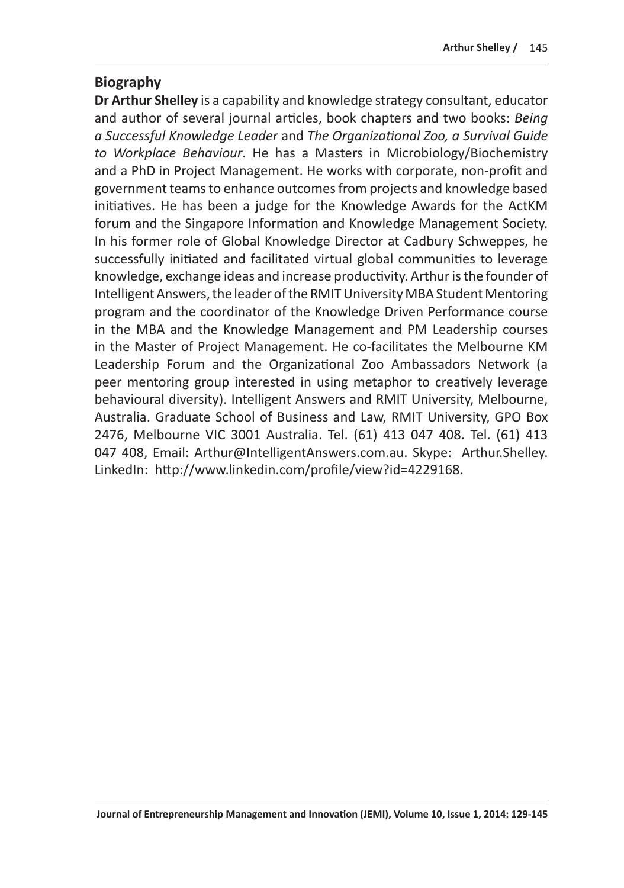## Biography

**Dr Arthur Shelley** is a capability and knowledge strategy consultant, educator and author of several journal articles, book chapters and two books: *Being a Successful Knowledge Leader* and *The Organizational Zoo, a Survival Guide to Workplace Behaviour*. He has a Masters in Microbiology/Biochemistry and a PhD in Project Management. He works with corporate, non-profit and government teams to enhance outcomes from projects and knowledge based initiatives. He has been a judge for the Knowledge Awards for the ActKM forum and the Singapore Information and Knowledge Management Society. In his former role of Global Knowledge Director at Cadbury Schweppes, he successfully initiated and facilitated virtual global communities to leverage knowledge, exchange ideas and increase productivity. Arthur is the founder of Intelligent Answers, the leader of the RMIT University MBA Student Mentoring program and the coordinator of the Knowledge Driven Performance course in the MBA and the Knowledge Management and PM Leadership courses in the Master of Project Management. He co-facilitates the Melbourne KM Leadership Forum and the Organizational Zoo Ambassadors Network (a peer mentoring group interested in using metaphor to creatively leverage behavioural diversity). Intelligent Answers and RMIT University, Melbourne, Australia. Graduate School of Business and Law, RMIT University, GPO Box 2476, Melbourne VIC 3001 Australia. Tel. (61) 413 047 408. Tel. (61) 413 047 408, Email: Arthur@IntelligentAnswers.com.au. Skype: Arthur.Shelley. LinkedIn: http://www.linkedin.com/profile/view?id=4229168.